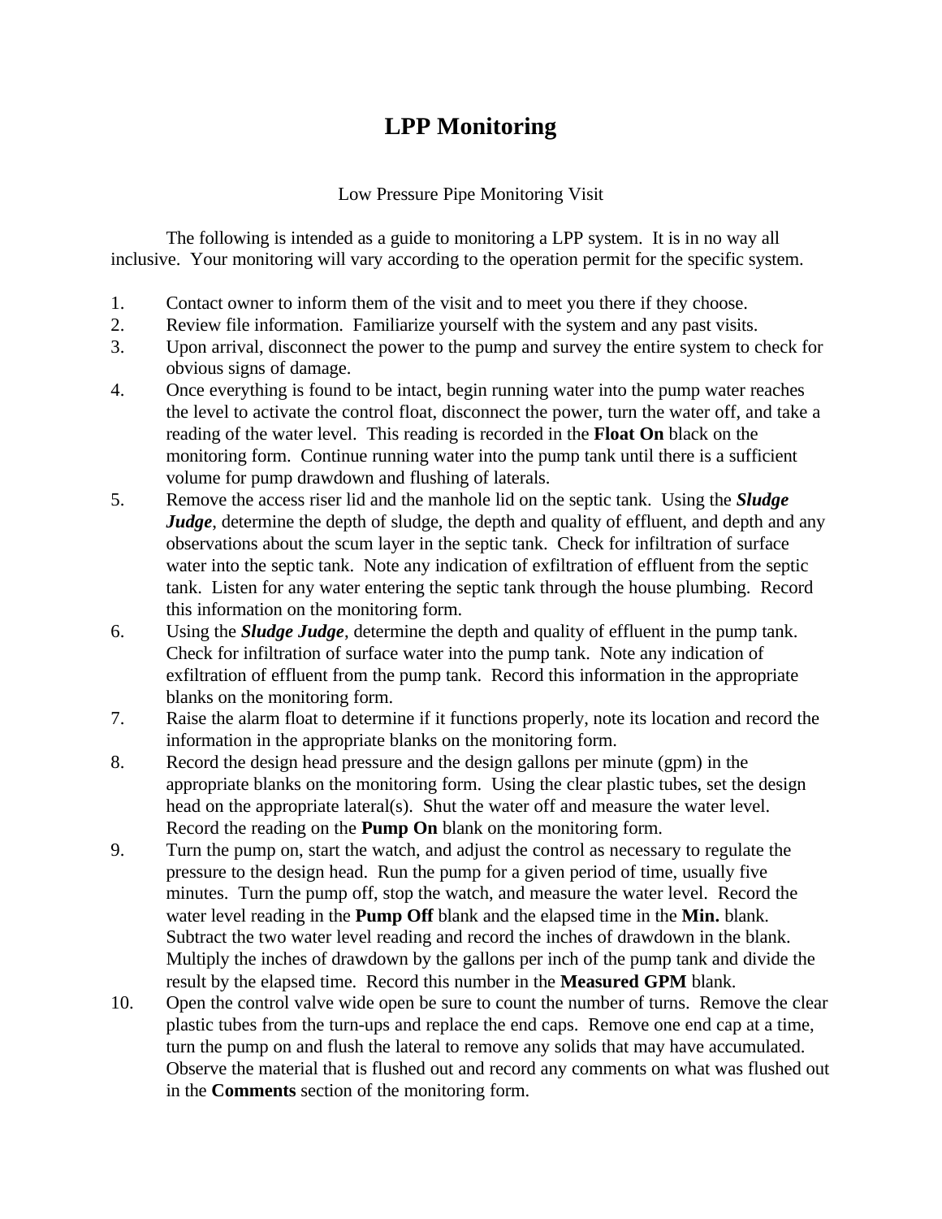# LPP Monitoring

Low Pressure Pipe Monitoring Visit

The following is intended as a guide to monitoring a LPP system. It is in no way all inclusive. Your monitoring will vary according to the operation permit for the specific system.

1. Contact owner to inform them of the visit and to meet you there if they choose.
2. Review file information. Familiarize yourself with the system and any past visits.
3. Upon arrival, disconnect the power to the pump and survey the entire system to check for obvious signs of damage.
4. Once everything is found to be intact, begin running water into the pump water reaches the level to activate the control float, disconnect the power, turn the water off, and take a reading of the water level. This reading is recorded in the **Float On** black on the monitoring form. Continue running water into the pump tank until there is a sufficient volume for pump drawdown and flushing of laterals.
5. Remove the access riser lid and the manhole lid on the septic tank. Using the ***Sludge Judge***, determine the depth of sludge, the depth and quality of effluent, and depth and any observations about the scum layer in the septic tank. Check for infiltration of surface water into the septic tank. Note any indication of exfiltration of effluent from the septic tank. Listen for any water entering the septic tank through the house plumbing. Record this information on the monitoring form.
6. Using the ***Sludge Judge***, determine the depth and quality of effluent in the pump tank. Check for infiltration of surface water into the pump tank. Note any indication of exfiltration of effluent from the pump tank. Record this information in the appropriate blanks on the monitoring form.
7. Raise the alarm float to determine if it functions properly, note its location and record the information in the appropriate blanks on the monitoring form.
8. Record the design head pressure and the design gallons per minute (gpm) in the appropriate blanks on the monitoring form. Using the clear plastic tubes, set the design head on the appropriate lateral(s). Shut the water off and measure the water level. Record the reading on the **Pump On** blank on the monitoring form.
9. Turn the pump on, start the watch, and adjust the control as necessary to regulate the pressure to the design head. Run the pump for a given period of time, usually five minutes. Turn the pump off, stop the watch, and measure the water level. Record the water level reading in the **Pump Off** blank and the elapsed time in the **Min.** blank. Subtract the two water level reading and record the inches of drawdown in the blank. Multiply the inches of drawdown by the gallons per inch of the pump tank and divide the result by the elapsed time. Record this number in the **Measured GPM** blank.
10. Open the control valve wide open be sure to count the number of turns. Remove the clear plastic tubes from the turn-ups and replace the end caps. Remove one end cap at a time, turn the pump on and flush the lateral to remove any solids that may have accumulated. Observe the material that is flushed out and record any comments on what was flushed out in the **Comments** section of the monitoring form.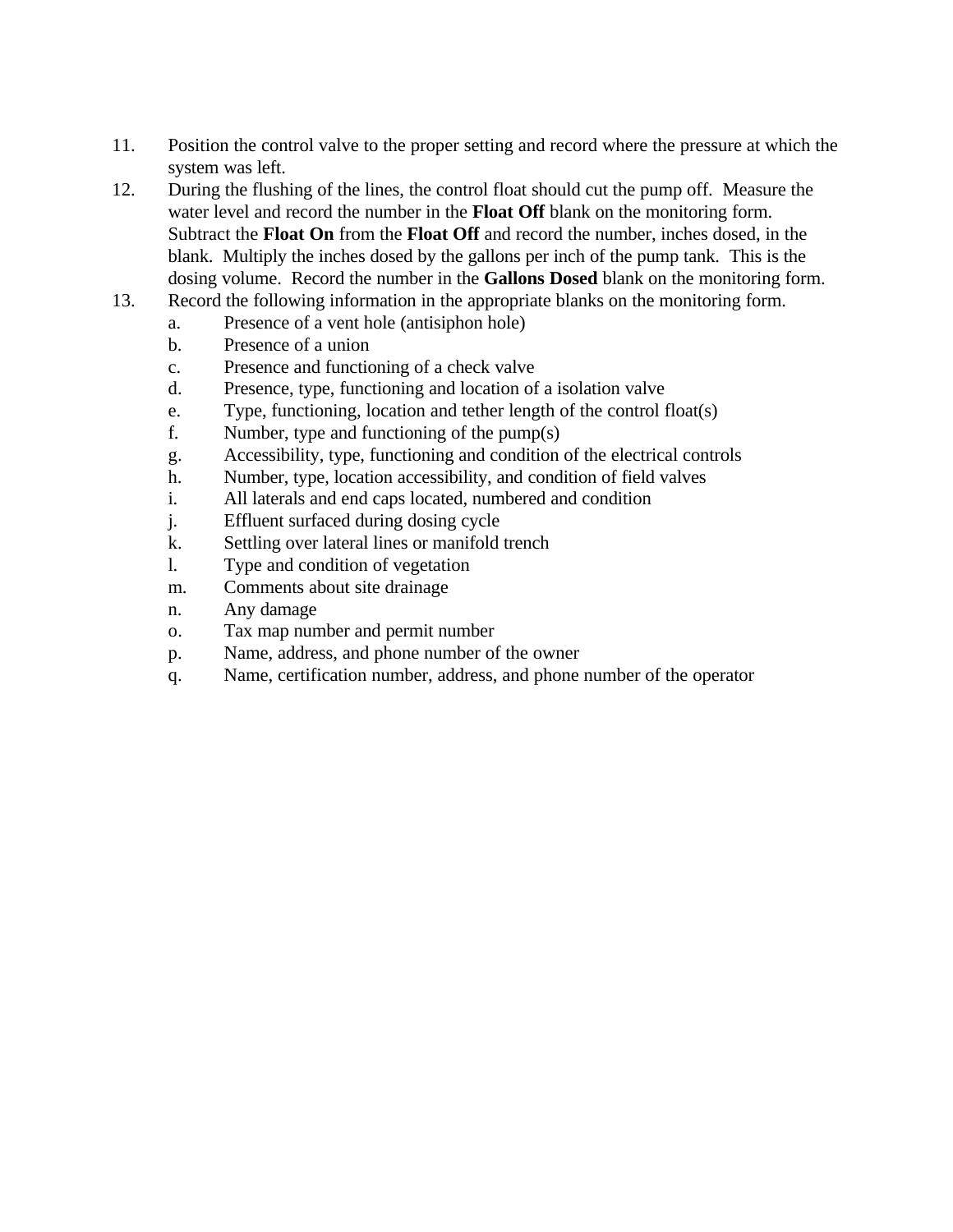11. Position the control valve to the proper setting and record where the pressure at which the system was left.
12. During the flushing of the lines, the control float should cut the pump off. Measure the water level and record the number in the **Float Off** blank on the monitoring form. Subtract the **Float On** from the **Float Off** and record the number, inches dosed, in the blank. Multiply the inches dosed by the gallons per inch of the pump tank. This is the dosing volume. Record the number in the **Gallons Dosed** blank on the monitoring form.
13. Record the following information in the appropriate blanks on the monitoring form.
    a. Presence of a vent hole (antisiphon hole)
    b. Presence of a union
    c. Presence and functioning of a check valve
    d. Presence, type, functioning and location of a isolation valve
    e. Type, functioning, location and tether length of the control float(s)
    f. Number, type and functioning of the pump(s)
    g. Accessibility, type, functioning and condition of the electrical controls
    h. Number, type, location accessibility, and condition of field valves
    i. All laterals and end caps located, numbered and condition
    j. Effluent surfaced during dosing cycle
    k. Settling over lateral lines or manifold trench
    l. Type and condition of vegetation
    m. Comments about site drainage
    n. Any damage
    o. Tax map number and permit number
    p. Name, address, and phone number of the owner
    q. Name, certification number, address, and phone number of the operator